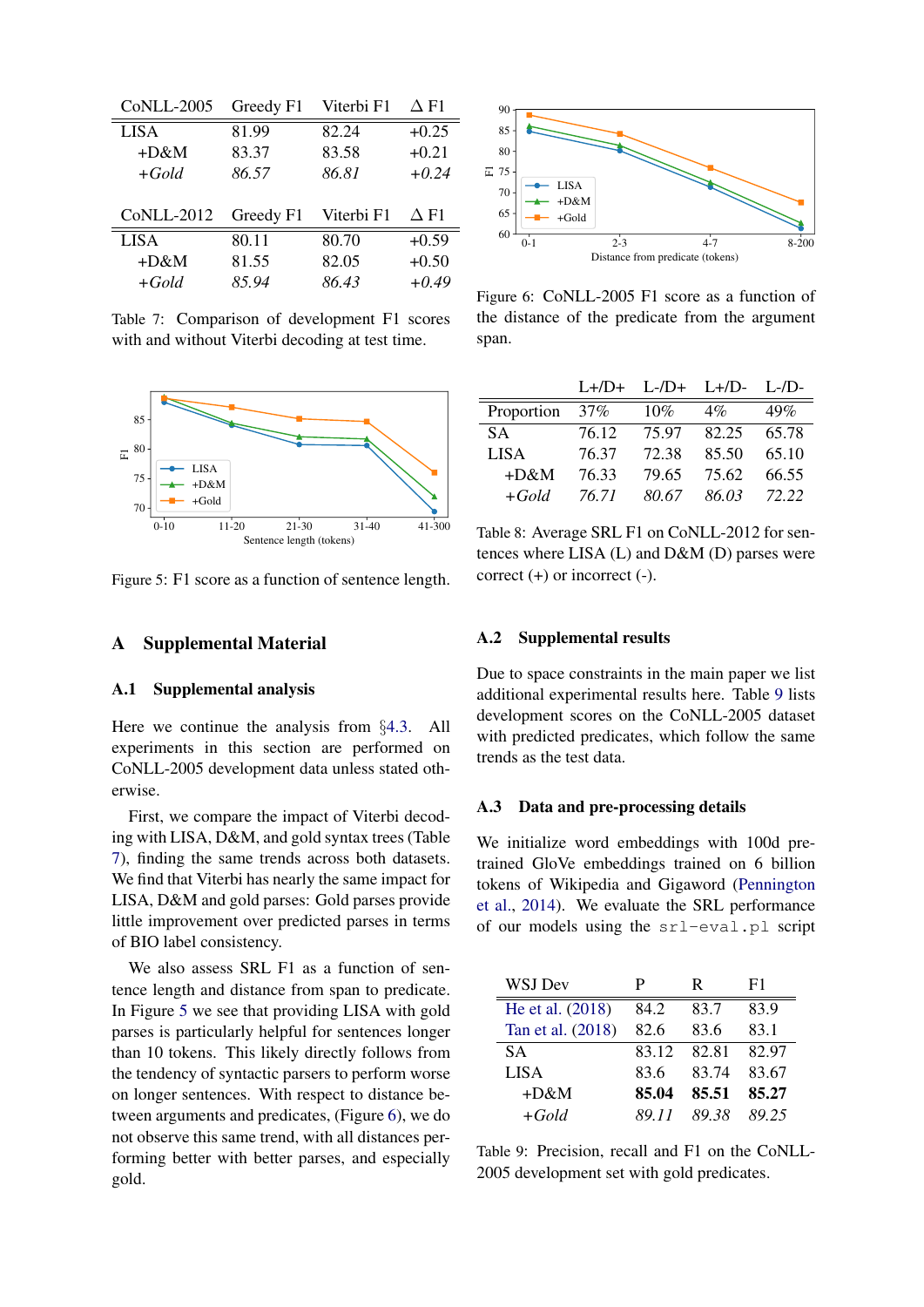| CoNLL-2005 | Greedy F1 | Viterbi F1 | Δ F1 |
|---|---|---|---|
| LISA | 81.99 | 82.24 | +0.25 |
| +D&M | 83.37 | 83.58 | +0.21 |
| *+Gold* | *86.57* | *86.81* | *+0.24* |

| CoNLL-2012 | Greedy F1 | Viterbi F1 | Δ F1 |
|---|---|---|---|
| LISA | 80.11 | 80.70 | +0.59 |
| +D&M | 81.55 | 82.05 | +0.50 |
| *+Gold* | *85.94* | *86.43* | *+0.49* |

Table 7: Comparison of development F1 scores with and without Viterbi decoding at test time.

Figure 5: F1 score as a function of sentence length.

Figure 6: CoNLL-2005 F1 score as a function of the distance of the predicate from the argument span.

| | L+/D+ | L-/D+ | L+/D- | L-/D- |
|---|---|---|---|---|
| Proportion | 37% | 10% | 4% | 49% |
| SA | 76.12 | 75.97 | 82.25 | 65.78 |
| LISA | 76.37 | 72.38 | 85.50 | 65.10 |
| +D&M | 76.33 | 79.65 | 75.62 | 66.55 |
| *+Gold* | *76.71* | *80.67* | *86.03* | *72.22* |

Table 8: Average SRL F1 on CoNLL-2012 for sentences where LISA (L) and D&M (D) parses were correct (+) or incorrect (-).

# A Supplemental Material

## A.1 Supplemental analysis

Here we continue the analysis from §4.3. All experiments in this section are performed on CoNLL-2005 development data unless stated otherwise.

First, we compare the impact of Viterbi decoding with LISA, D&M, and gold syntax trees (Table 7), finding the same trends across both datasets. We find that Viterbi has nearly the same impact for LISA, D&M and gold parses: Gold parses provide little improvement over predicted parses in terms of BIO label consistency.

We also assess SRL F1 as a function of sentence length and distance from span to predicate. In Figure 5 we see that providing LISA with gold parses is particularly helpful for sentences longer than 10 tokens. This likely directly follows from the tendency of syntactic parsers to perform worse on longer sentences. With respect to distance between arguments and predicates, (Figure 6), we do not observe this same trend, with all distances performing better with better parses, and especially gold.

## A.2 Supplemental results

Due to space constraints in the main paper we list additional experimental results here. Table 9 lists development scores on the CoNLL-2005 dataset with predicted predicates, which follow the same trends as the test data.

## A.3 Data and pre-processing details

We initialize word embeddings with 100d pre-trained GloVe embeddings trained on 6 billion tokens of Wikipedia and Gigaword (Pennington et al., 2014). We evaluate the SRL performance of our models using the `srl-eval.pl` script

| WSJ Dev | P | R | F1 |
|---|---|---|---|
| He et al. (2018) | 84.2 | 83.7 | 83.9 |
| Tan et al. (2018) | 82.6 | 83.6 | 83.1 |
| SA | 83.12 | 82.81 | 82.97 |
| LISA | 83.6 | 83.74 | 83.67 |
| +D&M | **85.04** | **85.51** | **85.27** |
| *+Gold* | *89.11* | *89.38* | *89.25* |

Table 9: Precision, recall and F1 on the CoNLL-2005 development set with gold predicates.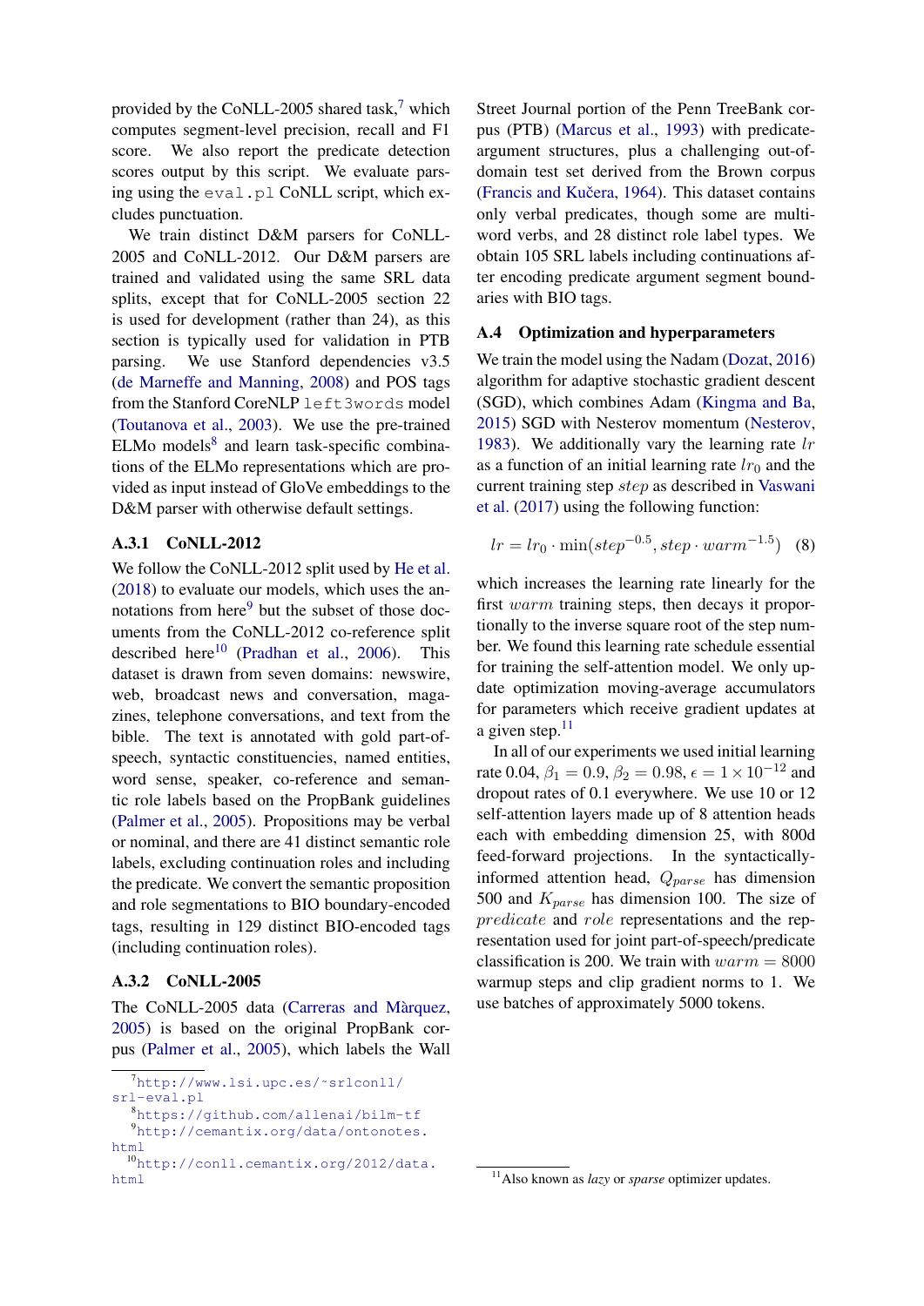provided by the CoNLL-2005 shared task,[7] which computes segment-level precision, recall and F1 score. We also report the predicate detection scores output by this script. We evaluate parsing using the `eval.pl` CoNLL script, which excludes punctuation.

We train distinct D&M parsers for CoNLL-2005 and CoNLL-2012. Our D&M parsers are trained and validated using the same SRL data splits, except that for CoNLL-2005 section 22 is used for development (rather than 24), as this section is typically used for validation in PTB parsing. We use Stanford dependencies v3.5 (de Marneffe and Manning, 2008) and POS tags from the Stanford CoreNLP `left3words` model (Toutanova et al., 2003). We use the pre-trained ELMo models[8] and learn task-specific combinations of the ELMo representations which are provided as input instead of GloVe embeddings to the D&M parser with otherwise default settings.

### A.3.1 CoNLL-2012

We follow the CoNLL-2012 split used by He et al. (2018) to evaluate our models, which uses the annotations from here[9] but the subset of those documents from the CoNLL-2012 co-reference split described here[10] (Pradhan et al., 2006). This dataset is drawn from seven domains: newswire, web, broadcast news and conversation, magazines, telephone conversations, and text from the bible. The text is annotated with gold part-of-speech, syntactic constituencies, named entities, word sense, speaker, co-reference and semantic role labels based on the PropBank guidelines (Palmer et al., 2005). Propositions may be verbal or nominal, and there are 41 distinct semantic role labels, excluding continuation roles and including the predicate. We convert the semantic proposition and role segmentations to BIO boundary-encoded tags, resulting in 129 distinct BIO-encoded tags (including continuation roles).

### A.3.2 CoNLL-2005

The CoNLL-2005 data (Carreras and Màrquez, 2005) is based on the original PropBank corpus (Palmer et al., 2005), which labels the Wall Street Journal portion of the Penn TreeBank corpus (PTB) (Marcus et al., 1993) with predicate-argument structures, plus a challenging out-of-domain test set derived from the Brown corpus (Francis and Kučera, 1964). This dataset contains only verbal predicates, though some are multi-word verbs, and 28 distinct role label types. We obtain 105 SRL labels including continuations after encoding predicate argument segment boundaries with BIO tags.

## A.4 Optimization and hyperparameters

We train the model using the Nadam (Dozat, 2016) algorithm for adaptive stochastic gradient descent (SGD), which combines Adam (Kingma and Ba, 2015) SGD with Nesterov momentum (Nesterov, 1983). We additionally vary the learning rate $lr$ as a function of an initial learning rate $lr_0$ and the current training step $step$ as described in Vaswani et al. (2017) using the following function:

$$lr = lr_0 \cdot \min(step^{-0.5}, step \cdot warm^{-1.5}) \quad (8)$$

which increases the learning rate linearly for the first $warm$ training steps, then decays it proportionally to the inverse square root of the step number. We found this learning rate schedule essential for training the self-attention model. We only update optimization moving-average accumulators for parameters which receive gradient updates at a given step.[11]

In all of our experiments we used initial learning rate 0.04, $\beta_1 = 0.9$, $\beta_2 = 0.98$, $\epsilon = 1 \times 10^{-12}$ and dropout rates of 0.1 everywhere. We use 10 or 12 self-attention layers made up of 8 attention heads each with embedding dimension 25, with 800d feed-forward projections. In the syntactically-informed attention head, $Q_{parse}$ has dimension 500 and $K_{parse}$ has dimension 100. The size of $predicate$ and $role$ representations and the representation used for joint part-of-speech/predicate classification is 200. We train with $warm = 8000$ warmup steps and clip gradient norms to 1. We use batches of approximately 5000 tokens.

[7] http://www.lsi.upc.es/~srlconll/srl-eval.pl

[8] https://github.com/allenai/bilm-tf

[9] http://cemantix.org/data/ontonotes.html

[10] http://conll.cemantix.org/2012/data.html

[11] Also known as *lazy* or *sparse* optimizer updates.